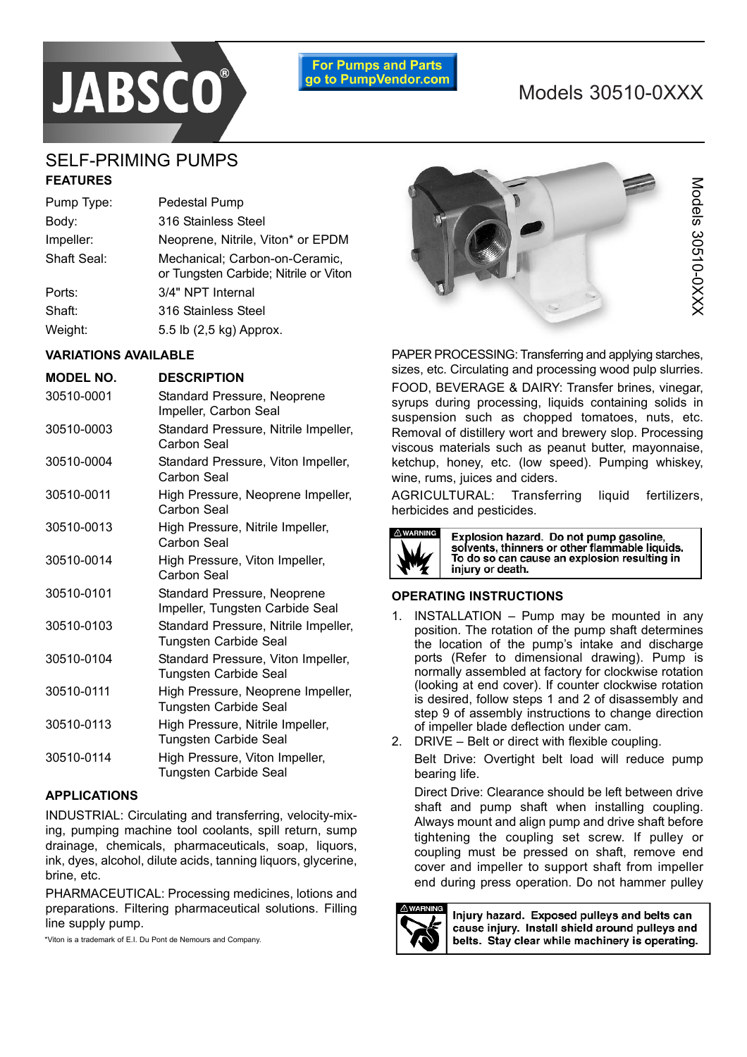JABSCO®

For Pumps and Parts go to PumpVendor.com

# Models 30510-0XXX

## SELF-PRIMING PUMPS

### FEATURES

| | |
|---|---|
| Pump Type: | Pedestal Pump |
| Body: | 316 Stainless Steel |
| Impeller: | Neoprene, Nitrile, Viton* or EPDM |
| Shaft Seal: | Mechanical; Carbon-on-Ceramic, or Tungsten Carbide; Nitrile or Viton |
| Ports: | 3/4" NPT Internal |
| Shaft: | 316 Stainless Steel |
| Weight: | 5.5 lb (2,5 kg) Approx. |

### VARIATIONS AVAILABLE

| MODEL NO. | DESCRIPTION |
|---|---|
| 30510-0001 | Standard Pressure, Neoprene Impeller, Carbon Seal |
| 30510-0003 | Standard Pressure, Nitrile Impeller, Carbon Seal |
| 30510-0004 | Standard Pressure, Viton Impeller, Carbon Seal |
| 30510-0011 | High Pressure, Neoprene Impeller, Carbon Seal |
| 30510-0013 | High Pressure, Nitrile Impeller, Carbon Seal |
| 30510-0014 | High Pressure, Viton Impeller, Carbon Seal |
| 30510-0101 | Standard Pressure, Neoprene Impeller, Tungsten Carbide Seal |
| 30510-0103 | Standard Pressure, Nitrile Impeller, Tungsten Carbide Seal |
| 30510-0104 | Standard Pressure, Viton Impeller, Tungsten Carbide Seal |
| 30510-0111 | High Pressure, Neoprene Impeller, Tungsten Carbide Seal |
| 30510-0113 | High Pressure, Nitrile Impeller, Tungsten Carbide Seal |
| 30510-0114 | High Pressure, Viton Impeller, Tungsten Carbide Seal |

### APPLICATIONS

INDUSTRIAL: Circulating and transferring, velocity-mixing, pumping machine tool coolants, spill return, sump drainage, chemicals, pharmaceuticals, soap, liquors, ink, dyes, alcohol, dilute acids, tanning liquors, glycerine, brine, etc.

PHARMACEUTICAL: Processing medicines, lotions and preparations. Filtering pharmaceutical solutions. Filling line supply pump.

PAPER PROCESSING: Transferring and applying starches, sizes, etc. Circulating and processing wood pulp slurries.

FOOD, BEVERAGE & DAIRY: Transfer brines, vinegar, syrups during processing, liquids containing solids in suspension such as chopped tomatoes, nuts, etc. Removal of distillery wort and brewery slop. Processing viscous materials such as peanut butter, mayonnaise, ketchup, honey, etc. (low speed). Pumping whiskey, wine, rums, juices and ciders.

AGRICULTURAL: Transferring liquid fertilizers, herbicides and pesticides.

**⚠ WARNING** **Explosion hazard. Do not pump gasoline, solvents, thinners or other flammable liquids. To do so can cause an explosion resulting in injury or death.**

### OPERATING INSTRUCTIONS

1. INSTALLATION – Pump may be mounted in any position. The rotation of the pump shaft determines the location of the pump's intake and discharge ports (Refer to dimensional drawing). Pump is normally assembled at factory for clockwise rotation (looking at end cover). If counter clockwise rotation is desired, follow steps 1 and 2 of disassembly and step 9 of assembly instructions to change direction of impeller blade deflection under cam.
2. DRIVE – Belt or direct with flexible coupling.

   Belt Drive: Overtight belt load will reduce pump bearing life.

   Direct Drive: Clearance should be left between drive shaft and pump shaft when installing coupling. Always mount and align pump and drive shaft before tightening the coupling set screw. If pulley or coupling must be pressed on shaft, remove end cover and impeller to support shaft from impeller end during press operation. Do not hammer pulley

**⚠ WARNING** **Injury hazard. Exposed pulleys and belts can cause injury. Install shield around pulleys and belts. Stay clear while machinery is operating.**

*Viton is a trademark of E.I. Du Pont de Nemours and Company.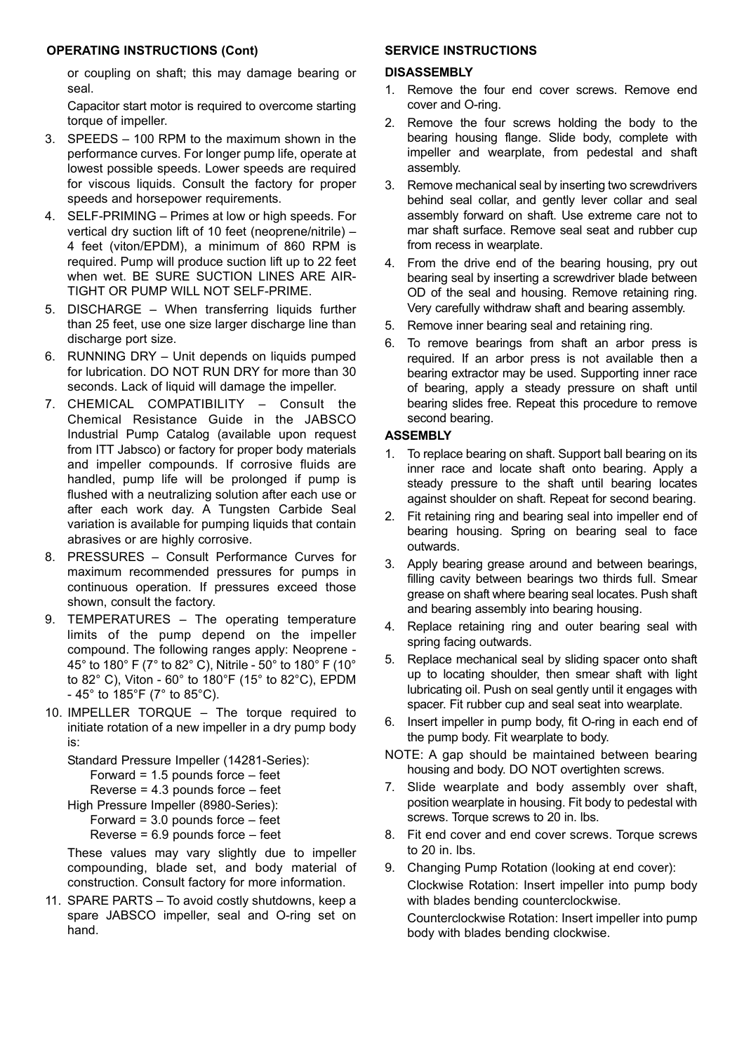## OPERATING INSTRUCTIONS (Cont)

or coupling on shaft; this may damage bearing or seal.

Capacitor start motor is required to overcome starting torque of impeller.

3. SPEEDS – 100 RPM to the maximum shown in the performance curves. For longer pump life, operate at lowest possible speeds. Lower speeds are required for viscous liquids. Consult the factory for proper speeds and horsepower requirements.
4. SELF-PRIMING – Primes at low or high speeds. For vertical dry suction lift of 10 feet (neoprene/nitrile) – 4 feet (viton/EPDM), a minimum of 860 RPM is required. Pump will produce suction lift up to 22 feet when wet. BE SURE SUCTION LINES ARE AIR-TIGHT OR PUMP WILL NOT SELF-PRIME.
5. DISCHARGE – When transferring liquids further than 25 feet, use one size larger discharge line than discharge port size.
6. RUNNING DRY – Unit depends on liquids pumped for lubrication. DO NOT RUN DRY for more than 30 seconds. Lack of liquid will damage the impeller.
7. CHEMICAL COMPATIBILITY – Consult the Chemical Resistance Guide in the JABSCO Industrial Pump Catalog (available upon request from ITT Jabsco) or factory for proper body materials and impeller compounds. If corrosive fluids are handled, pump life will be prolonged if pump is flushed with a neutralizing solution after each use or after each work day. A Tungsten Carbide Seal variation is available for pumping liquids that contain abrasives or are highly corrosive.
8. PRESSURES – Consult Performance Curves for maximum recommended pressures for pumps in continuous operation. If pressures exceed those shown, consult the factory.
9. TEMPERATURES – The operating temperature limits of the pump depend on the impeller compound. The following ranges apply: Neoprene - 45° to 180° F (7° to 82° C), Nitrile - 50° to 180° F (10° to 82° C), Viton - 60° to 180°F (15° to 82°C), EPDM - 45° to 185°F (7° to 85°C).
10. IMPELLER TORQUE – The torque required to initiate rotation of a new impeller in a dry pump body is:

    Standard Pressure Impeller (14281-Series):
    Forward = 1.5 pounds force – feet
    Reverse = 4.3 pounds force – feet
    High Pressure Impeller (8980-Series):
    Forward = 3.0 pounds force – feet
    Reverse = 6.9 pounds force – feet

    These values may vary slightly due to impeller compounding, blade set, and body material of construction. Consult factory for more information.
11. SPARE PARTS – To avoid costly shutdowns, keep a spare JABSCO impeller, seal and O-ring set on hand.

## SERVICE INSTRUCTIONS

### DISASSEMBLY

1. Remove the four end cover screws. Remove end cover and O-ring.
2. Remove the four screws holding the body to the bearing housing flange. Slide body, complete with impeller and wearplate, from pedestal and shaft assembly.
3. Remove mechanical seal by inserting two screwdrivers behind seal collar, and gently lever collar and seal assembly forward on shaft. Use extreme care not to mar shaft surface. Remove seal seat and rubber cup from recess in wearplate.
4. From the drive end of the bearing housing, pry out bearing seal by inserting a screwdriver blade between OD of the seal and housing. Remove retaining ring. Very carefully withdraw shaft and bearing assembly.
5. Remove inner bearing seal and retaining ring.
6. To remove bearings from shaft an arbor press is required. If an arbor press is not available then a bearing extractor may be used. Supporting inner race of bearing, apply a steady pressure on shaft until bearing slides free. Repeat this procedure to remove second bearing.

### ASSEMBLY

1. To replace bearing on shaft. Support ball bearing on its inner race and locate shaft onto bearing. Apply a steady pressure to the shaft until bearing locates against shoulder on shaft. Repeat for second bearing.
2. Fit retaining ring and bearing seal into impeller end of bearing housing. Spring on bearing seal to face outwards.
3. Apply bearing grease around and between bearings, filling cavity between bearings two thirds full. Smear grease on shaft where bearing seal locates. Push shaft and bearing assembly into bearing housing.
4. Replace retaining ring and outer bearing seal with spring facing outwards.
5. Replace mechanical seal by sliding spacer onto shaft up to locating shoulder, then smear shaft with light lubricating oil. Push on seal gently until it engages with spacer. Fit rubber cup and seal seat into wearplate.
6. Insert impeller in pump body, fit O-ring in each end of the pump body. Fit wearplate to body.

NOTE: A gap should be maintained between bearing housing and body. DO NOT overtighten screws.

7. Slide wearplate and body assembly over shaft, position wearplate in housing. Fit body to pedestal with screws. Torque screws to 20 in. lbs.
8. Fit end cover and end cover screws. Torque screws to 20 in. lbs.
9. Changing Pump Rotation (looking at end cover):

   Clockwise Rotation: Insert impeller into pump body with blades bending counterclockwise.

   Counterclockwise Rotation: Insert impeller into pump body with blades bending clockwise.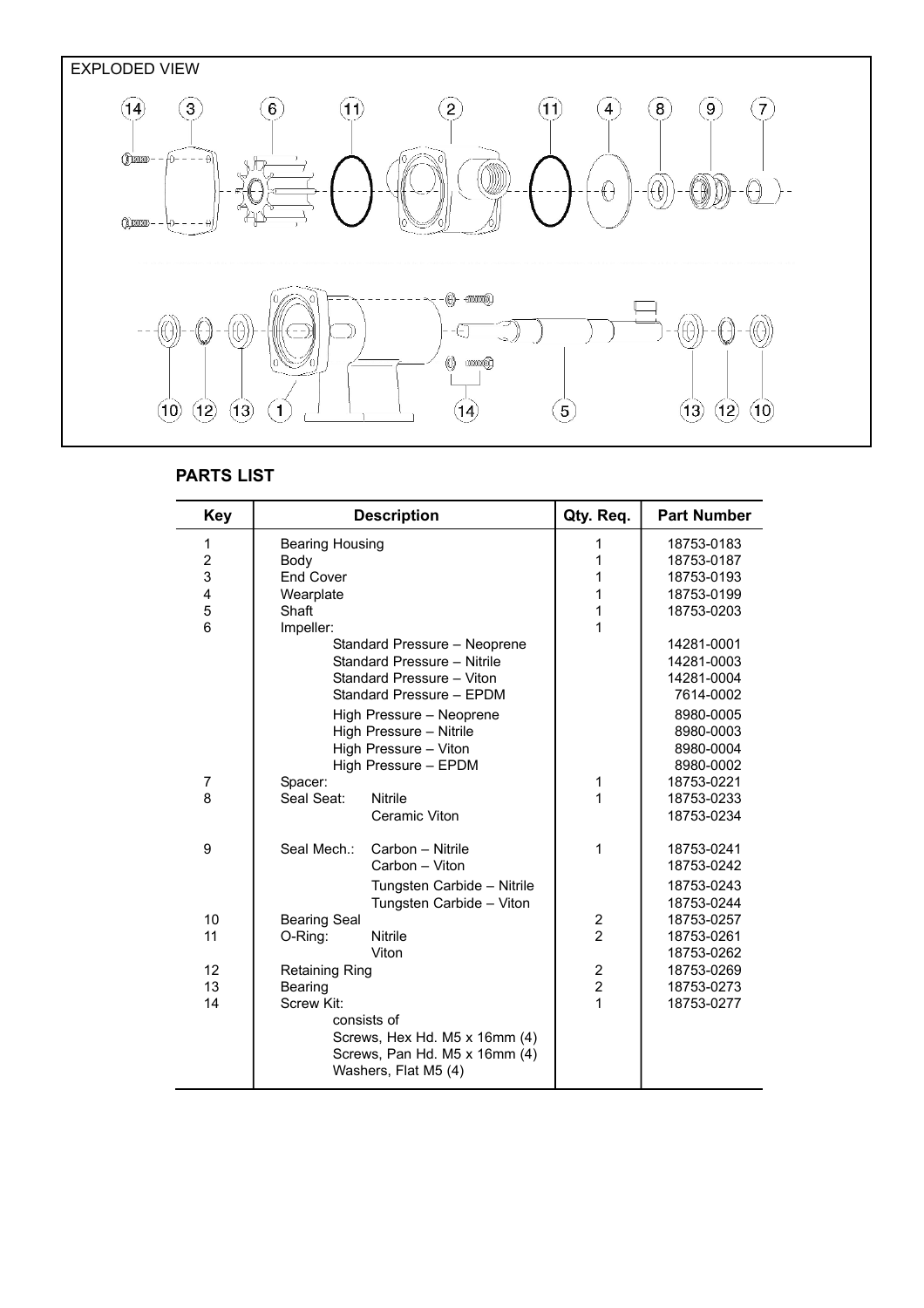EXPLODED VIEW

## PARTS LIST

| Key | Description | Qty. Req. | Part Number |
|---|---|---|---|
| 1 | Bearing Housing | 1 | 18753-0183 |
| 2 | Body | 1 | 18753-0187 |
| 3 | End Cover | 1 | 18753-0193 |
| 4 | Wearplate | 1 | 18753-0199 |
| 5 | Shaft | 1 | 18753-0203 |
| 6 | Impeller: | 1 | |
| | Standard Pressure – Neoprene | | 14281-0001 |
| | Standard Pressure – Nitrile | | 14281-0003 |
| | Standard Pressure – Viton | | 14281-0004 |
| | Standard Pressure – EPDM | | 7614-0002 |
| | High Pressure – Neoprene | | 8980-0005 |
| | High Pressure – Nitrile | | 8980-0003 |
| | High Pressure – Viton | | 8980-0004 |
| | High Pressure – EPDM | | 8980-0002 |
| 7 | Spacer: | 1 | 18753-0221 |
| 8 | Seal Seat: Nitrile | 1 | 18753-0233 |
| | Ceramic Viton | | 18753-0234 |
| 9 | Seal Mech.: Carbon – Nitrile | 1 | 18753-0241 |
| | Carbon – Viton | | 18753-0242 |
| | Tungsten Carbide – Nitrile | | 18753-0243 |
| | Tungsten Carbide – Viton | | 18753-0244 |
| 10 | Bearing Seal | 2 | 18753-0257 |
| 11 | O-Ring: Nitrile | 2 | 18753-0261 |
| | Viton | | 18753-0262 |
| 12 | Retaining Ring | 2 | 18753-0269 |
| 13 | Bearing | 2 | 18753-0273 |
| 14 | Screw Kit: | 1 | 18753-0277 |
| | consists of | | |
| | Screws, Hex Hd. M5 x 16mm (4) | | |
| | Screws, Pan Hd. M5 x 16mm (4) | | |
| | Washers, Flat M5 (4) | | |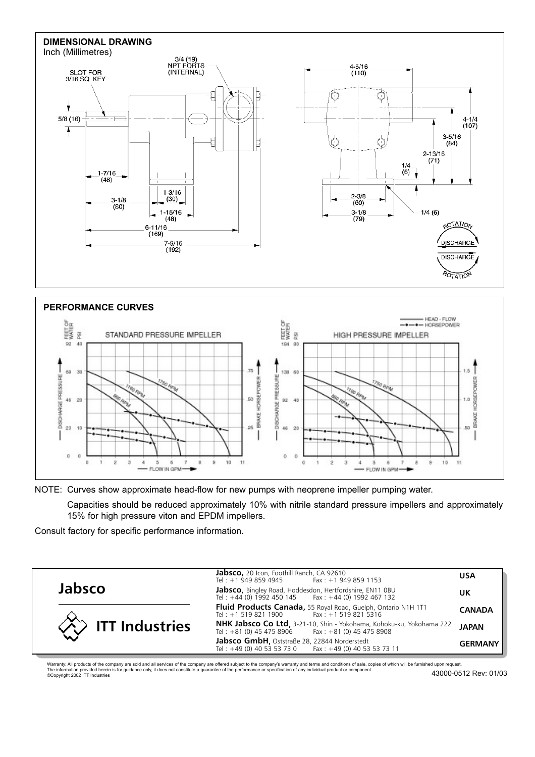## DIMENSIONAL DRAWING

Inch (Millimetres)

3/4 (19)
NPT PORTS
(INTERNAL)

SLOT FOR
3/16 SQ. KEY

5/8 (16)

1-7/16
(48)

3-1/8
(80)

1-3/16
(30)

1-15/16
(48)

6-11/16
(169)

7-9/16
(192)

4-5/16
(110)

4-1/4
(107)

3-5/16
(84)

2-13/16
(71)

1/4
(6)

2-3/8
(60)

3-1/8
(79)

1/4 (6)

ROTATION
DISCHARGE
DISCHARGE
ROTATION

## PERFORMANCE CURVES

STANDARD PRESSURE IMPELLER

FEET OF WATER
PSI
92 40
69 30
46 20
23 10
0 0

DISCHARGE PRESSURE

1750 RPM
1160 RPM
860 RPM

.75
.50
.25

BRAKE HORSEPOWER

0 1 2 3 4 5 6 7 8 9 10 11
FLOW IN GPM

HIGH PRESSURE IMPELLER

HEAD - FLOW
HORSEPOWER

FEET OF WATER
PSI
184 80
138 60
92 40
46 20
0 0

DISCHARGE PRESSURE

1750 RPM
1160 RPM
860 RPM

1.5
1.0
.50

BRAKE HORSEPOWER

0 1 2 3 4 5 6 7 8 9 10 11
FLOW IN GPM

NOTE: Curves show approximate head-flow for new pumps with neoprene impeller pumping water.

Capacities should be reduced approximately 10% with nitrile standard pressure impellers and approximately 15% for high pressure viton and EPDM impellers.

Consult factory for specific performance information.

**Jabsco**

**ITT Industries**

| | |
|---|---|
| **Jabsco,** 20 Icon, Foothill Ranch, CA 92610<br>Tel : +1 949 859 4945 Fax : +1 949 859 1153 | **USA** |
| **Jabsco**, Bingley Road, Hoddesdon, Hertfordshire, EN11 0BU<br>Tel : +44 (0) 1992 450 145 Fax : +44 (0) 1992 467 132 | **UK** |
| **Fluid Products Canada,** 55 Royal Road, Guelph, Ontario N1H 1T1<br>Tel : +1 519 821 1900 Fax : +1 519 821 5316 | **CANADA** |
| **NHK Jabsco Co Ltd,** 3-21-10, Shin - Yokohama, Kohoku-ku, Yokohama 222<br>Tel : +81 (0) 45 475 8906 Fax : +81 (0) 45 475 8908 | **JAPAN** |
| **Jabsco GmbH,** Oststraße 28, 22844 Norderstedt<br>Tel : +49 (0) 40 53 53 73 0 Fax : +49 (0) 40 53 53 73 11 | **GERMANY** |

Warranty: All products of the company are sold and all services of the company are offered subject to the company's warranty and terms and conditions of sale, copies of which will be furnished upon request.
The information provided herein is for guidance only, it does not constitute a guarantee of the performance or specification of any individual product or component.
©Copyright 2002 ITT Industries

43000-0512 Rev: 01/03